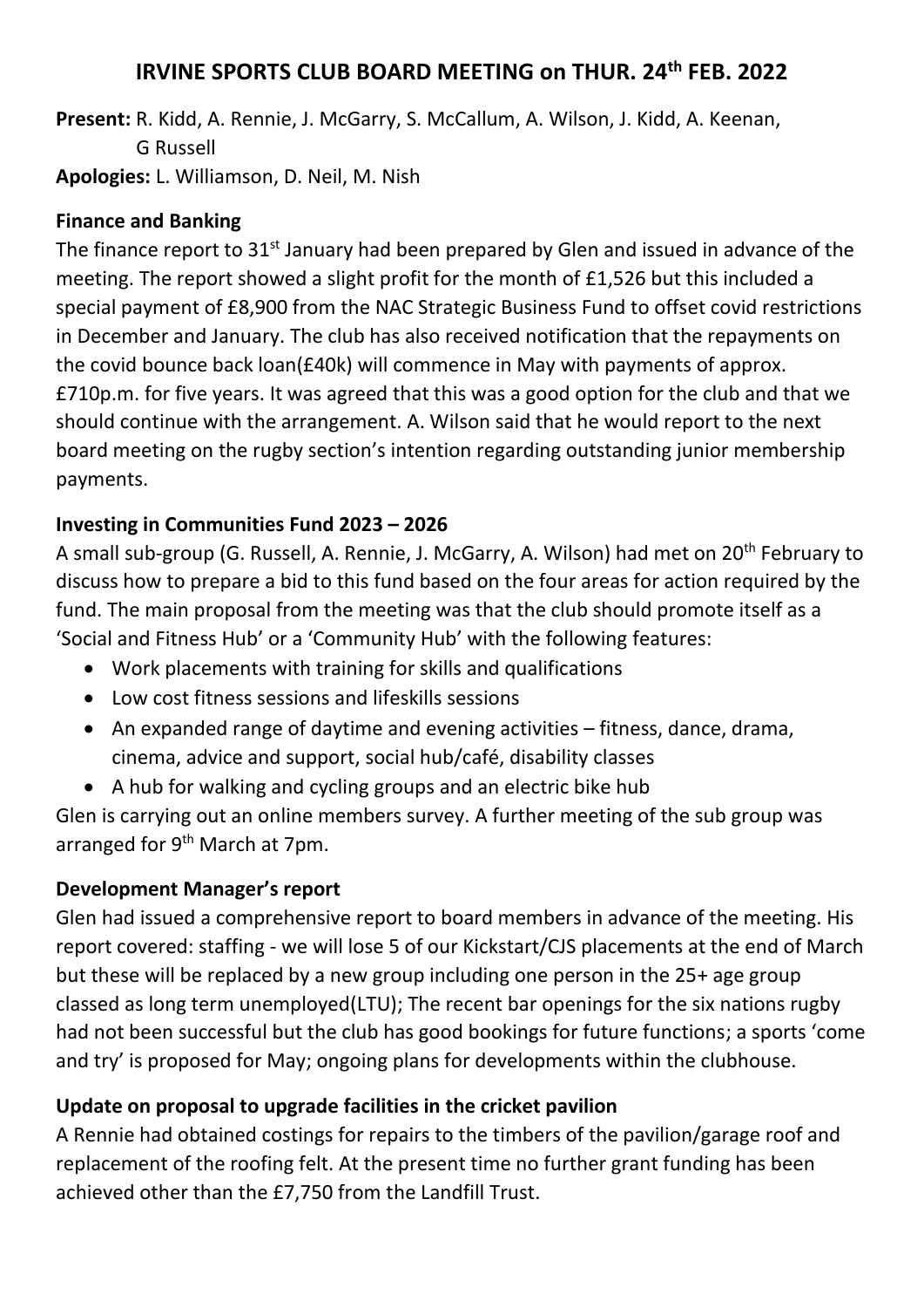# IRVINE SPORTS CLUB BOARD MEETING on THUR. 24th FEB. 2022

**Present:** R. Kidd, A. Rennie, J. McGarry, S. McCallum, A. Wilson, J. Kidd, A. Keenan, G Russell

**Apologies:** L. Williamson, D. Neil, M. Nish

### Finance and Banking

The finance report to 31st January had been prepared by Glen and issued in advance of the meeting. The report showed a slight profit for the month of £1,526 but this included a special payment of £8,900 from the NAC Strategic Business Fund to offset covid restrictions in December and January. The club has also received notification that the repayments on the covid bounce back loan(£40k) will commence in May with payments of approx. £710p.m. for five years. It was agreed that this was a good option for the club and that we should continue with the arrangement. A. Wilson said that he would report to the next board meeting on the rugby section's intention regarding outstanding junior membership payments.

### Investing in Communities Fund 2023 – 2026

A small sub-group (G. Russell, A. Rennie, J. McGarry, A. Wilson) had met on 20th February to discuss how to prepare a bid to this fund based on the four areas for action required by the fund. The main proposal from the meeting was that the club should promote itself as a 'Social and Fitness Hub' or a 'Community Hub' with the following features:

- Work placements with training for skills and qualifications
- Low cost fitness sessions and lifeskills sessions
- An expanded range of daytime and evening activities – fitness, dance, drama, cinema, advice and support, social hub/café, disability classes
- A hub for walking and cycling groups and an electric bike hub

Glen is carrying out an online members survey. A further meeting of the sub group was arranged for 9th March at 7pm.

### Development Manager's report

Glen had issued a comprehensive report to board members in advance of the meeting. His report covered: staffing - we will lose 5 of our Kickstart/CJS placements at the end of March but these will be replaced by a new group including one person in the 25+ age group classed as long term unemployed(LTU); The recent bar openings for the six nations rugby had not been successful but the club has good bookings for future functions; a sports 'come and try' is proposed for May; ongoing plans for developments within the clubhouse.

### Update on proposal to upgrade facilities in the cricket pavilion

A Rennie had obtained costings for repairs to the timbers of the pavilion/garage roof and replacement of the roofing felt. At the present time no further grant funding has been achieved other than the £7,750 from the Landfill Trust.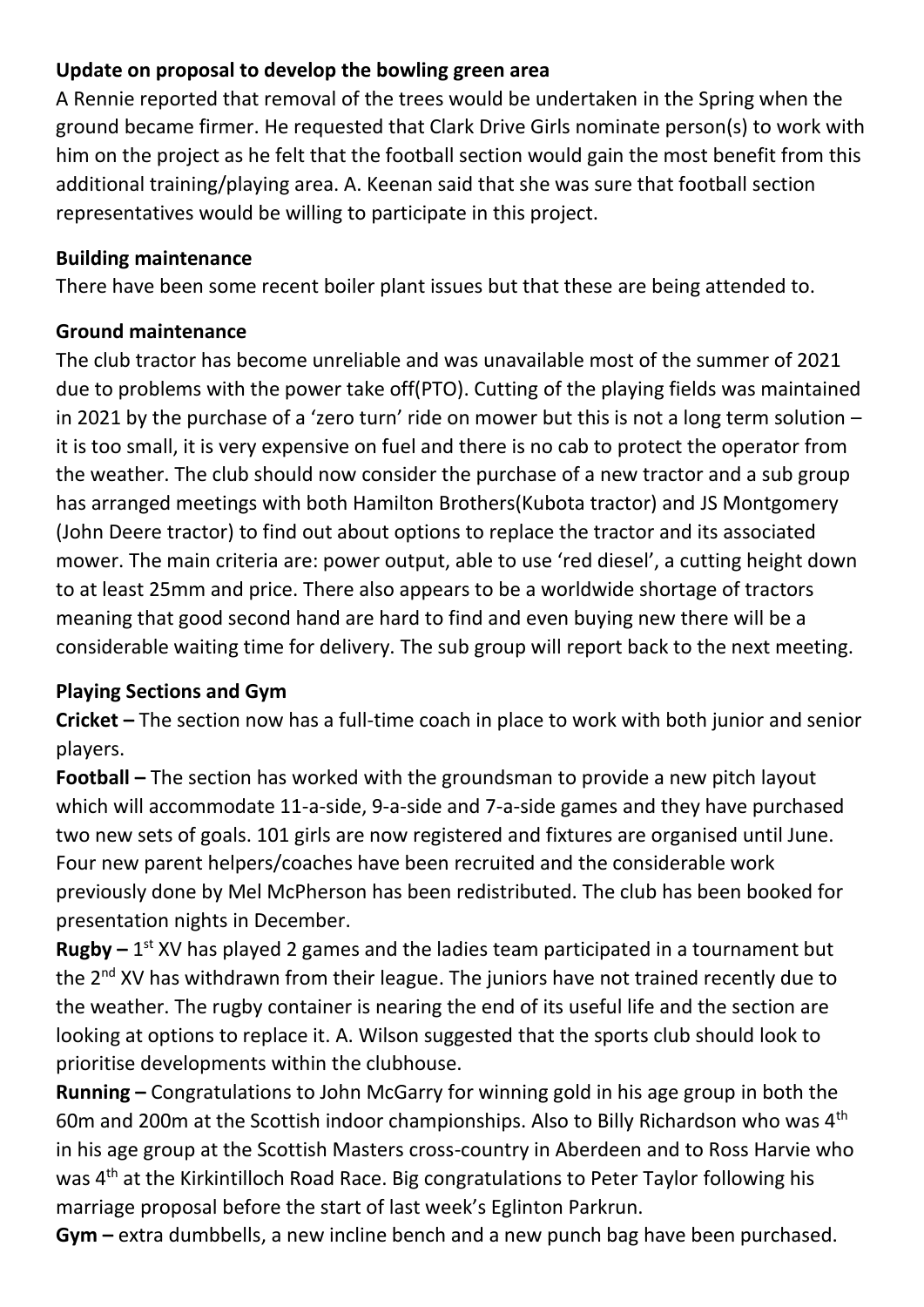**Update on proposal to develop the bowling green area**

A Rennie reported that removal of the trees would be undertaken in the Spring when the ground became firmer. He requested that Clark Drive Girls nominate person(s) to work with him on the project as he felt that the football section would gain the most benefit from this additional training/playing area. A. Keenan said that she was sure that football section representatives would be willing to participate in this project.

**Building maintenance**

There have been some recent boiler plant issues but that these are being attended to.

**Ground maintenance**

The club tractor has become unreliable and was unavailable most of the summer of 2021 due to problems with the power take off(PTO). Cutting of the playing fields was maintained in 2021 by the purchase of a 'zero turn' ride on mower but this is not a long term solution – it is too small, it is very expensive on fuel and there is no cab to protect the operator from the weather. The club should now consider the purchase of a new tractor and a sub group has arranged meetings with both Hamilton Brothers(Kubota tractor) and JS Montgomery (John Deere tractor) to find out about options to replace the tractor and its associated mower. The main criteria are: power output, able to use 'red diesel', a cutting height down to at least 25mm and price. There also appears to be a worldwide shortage of tractors meaning that good second hand are hard to find and even buying new there will be a considerable waiting time for delivery. The sub group will report back to the next meeting.

**Playing Sections and Gym**

**Cricket –** The section now has a full-time coach in place to work with both junior and senior players.

**Football –** The section has worked with the groundsman to provide a new pitch layout which will accommodate 11-a-side, 9-a-side and 7-a-side games and they have purchased two new sets of goals. 101 girls are now registered and fixtures are organised until June. Four new parent helpers/coaches have been recruited and the considerable work previously done by Mel McPherson has been redistributed. The club has been booked for presentation nights in December.

**Rugby –** 1st XV has played 2 games and the ladies team participated in a tournament but the 2nd XV has withdrawn from their league. The juniors have not trained recently due to the weather. The rugby container is nearing the end of its useful life and the section are looking at options to replace it. A. Wilson suggested that the sports club should look to prioritise developments within the clubhouse.

**Running –** Congratulations to John McGarry for winning gold in his age group in both the 60m and 200m at the Scottish indoor championships. Also to Billy Richardson who was 4th in his age group at the Scottish Masters cross-country in Aberdeen and to Ross Harvie who was 4th at the Kirkintilloch Road Race. Big congratulations to Peter Taylor following his marriage proposal before the start of last week's Eglinton Parkrun.

**Gym –** extra dumbbells, a new incline bench and a new punch bag have been purchased.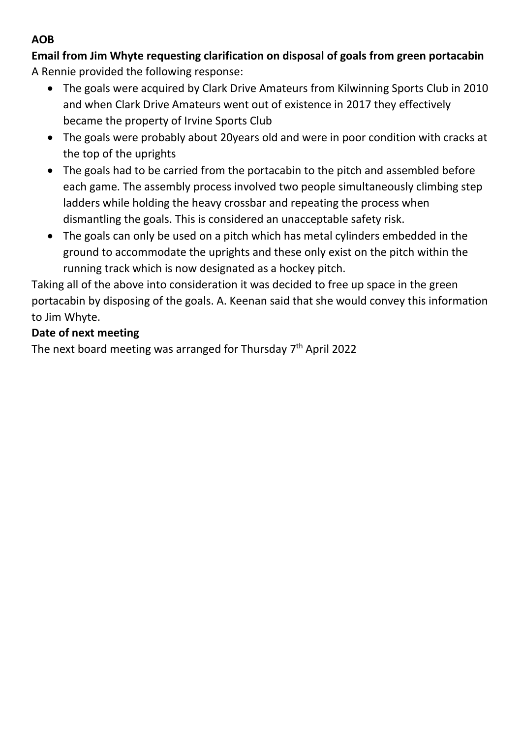**AOB**

**Email from Jim Whyte requesting clarification on disposal of goals from green portacabin**

A Rennie provided the following response:

- The goals were acquired by Clark Drive Amateurs from Kilwinning Sports Club in 2010 and when Clark Drive Amateurs went out of existence in 2017 they effectively became the property of Irvine Sports Club
- The goals were probably about 20years old and were in poor condition with cracks at the top of the uprights
- The goals had to be carried from the portacabin to the pitch and assembled before each game. The assembly process involved two people simultaneously climbing step ladders while holding the heavy crossbar and repeating the process when dismantling the goals. This is considered an unacceptable safety risk.
- The goals can only be used on a pitch which has metal cylinders embedded in the ground to accommodate the uprights and these only exist on the pitch within the running track which is now designated as a hockey pitch.

Taking all of the above into consideration it was decided to free up space in the green portacabin by disposing of the goals. A. Keenan said that she would convey this information to Jim Whyte.

**Date of next meeting**

The next board meeting was arranged for Thursday 7th April 2022